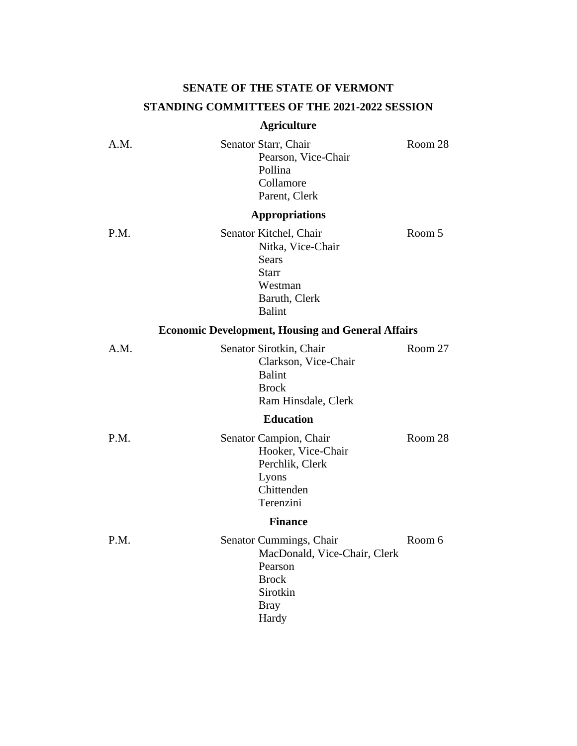# SENATE OF THE STATE OF VERMONT

## STANDING COMMITTEES OF THE 2021-2022 SESSION

### Agriculture

| | | |
|---|---|---|
| A.M. | Senator Starr, Chair<br>Pearson, Vice-Chair<br>Pollina<br>Collamore<br>Parent, Clerk | Room 28 |

### Appropriations

| | | |
|---|---|---|
| P.M. | Senator Kitchel, Chair<br>Nitka, Vice-Chair<br>Sears<br>Starr<br>Westman<br>Baruth, Clerk<br>Balint | Room 5 |

### Economic Development, Housing and General Affairs

| | | |
|---|---|---|
| A.M. | Senator Sirotkin, Chair<br>Clarkson, Vice-Chair<br>Balint<br>Brock<br>Ram Hinsdale, Clerk | Room 27 |

### Education

| | | |
|---|---|---|
| P.M. | Senator Campion, Chair<br>Hooker, Vice-Chair<br>Perchlik, Clerk<br>Lyons<br>Chittenden<br>Terenzini | Room 28 |

### Finance

| | | |
|---|---|---|
| P.M. | Senator Cummings, Chair<br>MacDonald, Vice-Chair, Clerk<br>Pearson<br>Brock<br>Sirotkin<br>Bray<br>Hardy | Room 6 |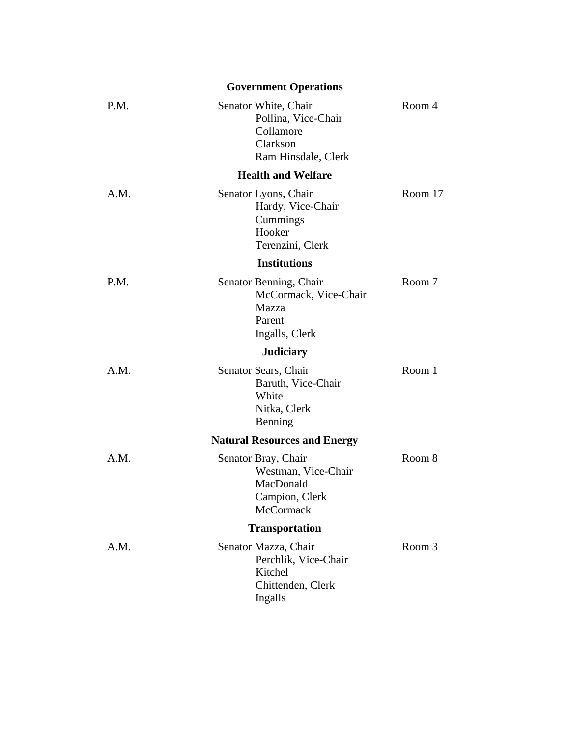**Government Operations**

P.M. | Senator White, Chair | Room 4

Pollina, Vice-Chair
Collamore
Clarkson
Ram Hinsdale, Clerk

**Health and Welfare**

A.M. | Senator Lyons, Chair | Room 17

Hardy, Vice-Chair
Cummings
Hooker
Terenzini, Clerk

**Institutions**

P.M. | Senator Benning, Chair | Room 7

McCormack, Vice-Chair
Mazza
Parent
Ingalls, Clerk

**Judiciary**

A.M. | Senator Sears, Chair | Room 1

Baruth, Vice-Chair
White
Nitka, Clerk
Benning

**Natural Resources and Energy**

A.M. | Senator Bray, Chair | Room 8

Westman, Vice-Chair
MacDonald
Campion, Clerk
McCormack

**Transportation**

A.M. | Senator Mazza, Chair | Room 3

Perchlik, Vice-Chair
Kitchel
Chittenden, Clerk
Ingalls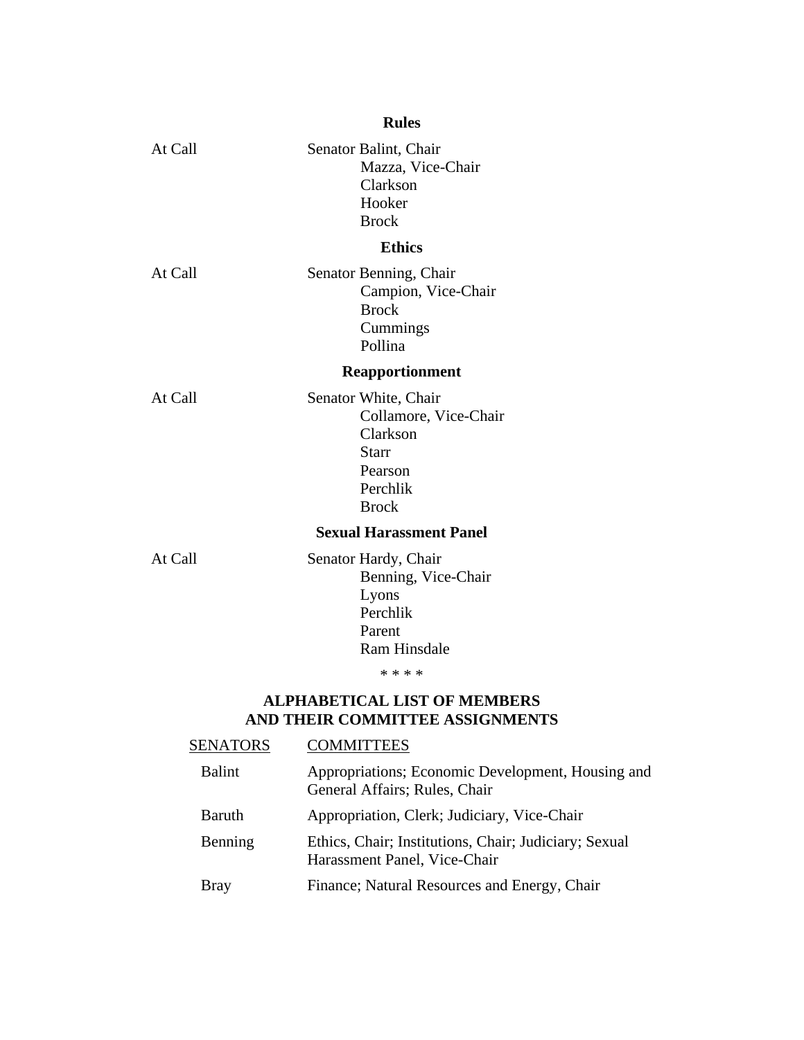### Rules

| | |
|---|---|
| At Call | Senator Balint, Chair<br>Mazza, Vice-Chair<br>Clarkson<br>Hooker<br>Brock |

### Ethics

| | |
|---|---|
| At Call | Senator Benning, Chair<br>Campion, Vice-Chair<br>Brock<br>Cummings<br>Pollina |

### Reapportionment

| | |
|---|---|
| At Call | Senator White, Chair<br>Collamore, Vice-Chair<br>Clarkson<br>Starr<br>Pearson<br>Perchlik<br>Brock |

### Sexual Harassment Panel

| | |
|---|---|
| At Call | Senator Hardy, Chair<br>Benning, Vice-Chair<br>Lyons<br>Perchlik<br>Parent<br>Ram Hinsdale |

\* \* \* \*

## ALPHABETICAL LIST OF MEMBERS AND THEIR COMMITTEE ASSIGNMENTS

| SENATORS | COMMITTEES |
|---|---|
| Balint | Appropriations; Economic Development, Housing and General Affairs; Rules, Chair |
| Baruth | Appropriation, Clerk; Judiciary, Vice-Chair |
| Benning | Ethics, Chair; Institutions, Chair; Judiciary; Sexual Harassment Panel, Vice-Chair |
| Bray | Finance; Natural Resources and Energy, Chair |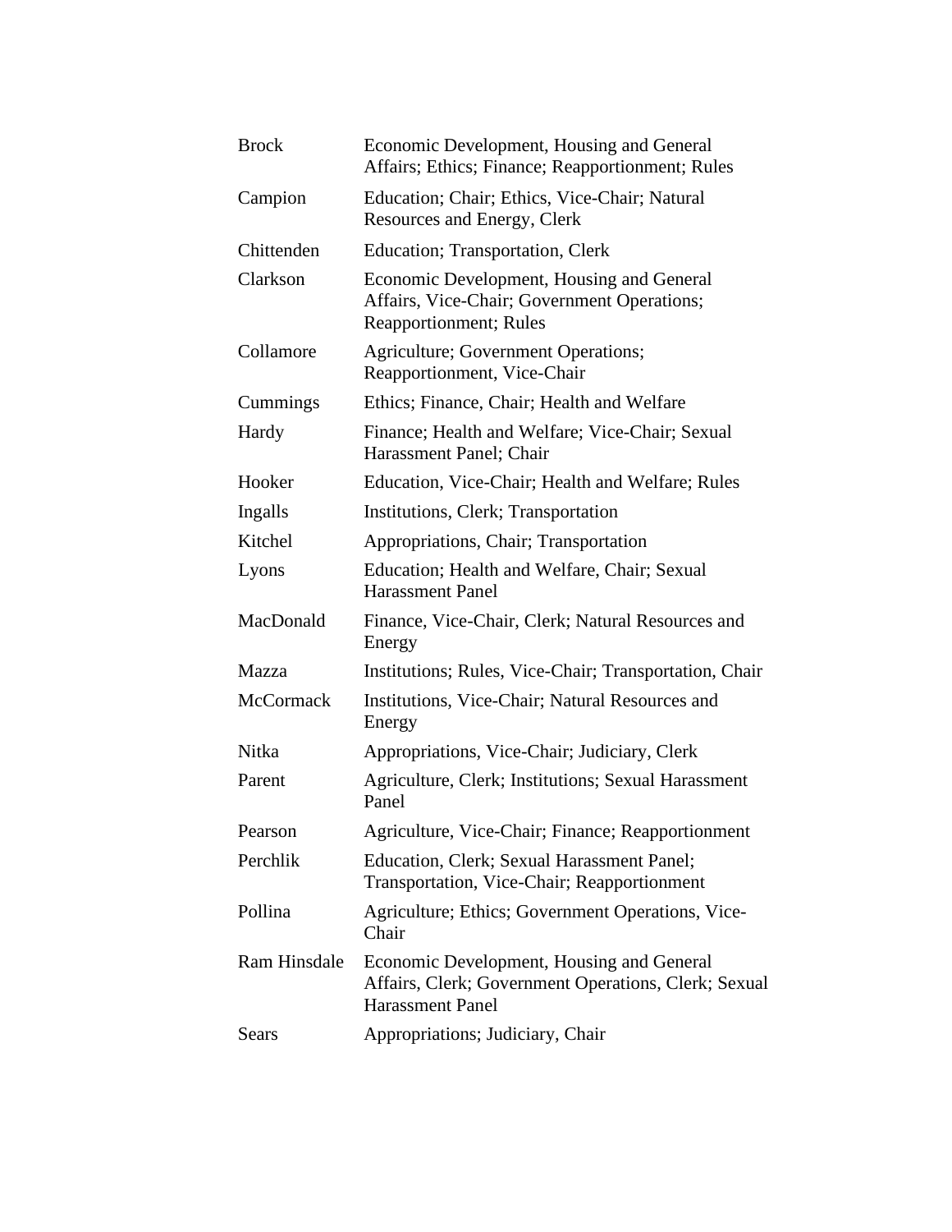| | |
|---|---|
| Brock | Economic Development, Housing and General Affairs; Ethics; Finance; Reapportionment; Rules |
| Campion | Education; Chair; Ethics, Vice-Chair; Natural Resources and Energy, Clerk |
| Chittenden | Education; Transportation, Clerk |
| Clarkson | Economic Development, Housing and General Affairs, Vice-Chair; Government Operations; Reapportionment; Rules |
| Collamore | Agriculture; Government Operations; Reapportionment, Vice-Chair |
| Cummings | Ethics; Finance, Chair; Health and Welfare |
| Hardy | Finance; Health and Welfare; Vice-Chair; Sexual Harassment Panel; Chair |
| Hooker | Education, Vice-Chair; Health and Welfare; Rules |
| Ingalls | Institutions, Clerk; Transportation |
| Kitchel | Appropriations, Chair; Transportation |
| Lyons | Education; Health and Welfare, Chair; Sexual Harassment Panel |
| MacDonald | Finance, Vice-Chair, Clerk; Natural Resources and Energy |
| Mazza | Institutions; Rules, Vice-Chair; Transportation, Chair |
| McCormack | Institutions, Vice-Chair; Natural Resources and Energy |
| Nitka | Appropriations, Vice-Chair; Judiciary, Clerk |
| Parent | Agriculture, Clerk; Institutions; Sexual Harassment Panel |
| Pearson | Agriculture, Vice-Chair; Finance; Reapportionment |
| Perchlik | Education, Clerk; Sexual Harassment Panel; Transportation, Vice-Chair; Reapportionment |
| Pollina | Agriculture; Ethics; Government Operations, Vice-Chair |
| Ram Hinsdale | Economic Development, Housing and General Affairs, Clerk; Government Operations, Clerk; Sexual Harassment Panel |
| Sears | Appropriations; Judiciary, Chair |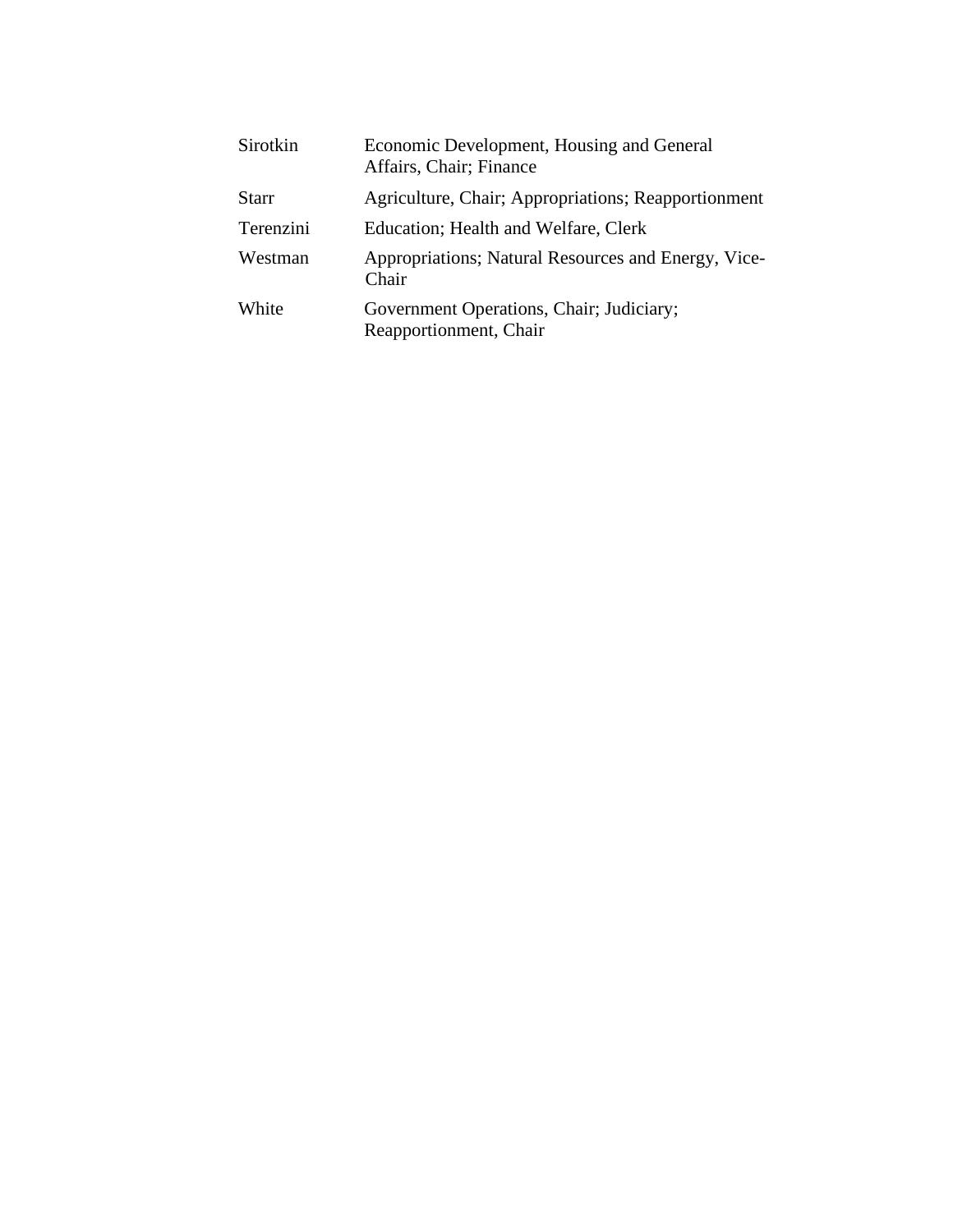| | |
|---|---|
| Sirotkin | Economic Development, Housing and General Affairs, Chair; Finance |
| Starr | Agriculture, Chair; Appropriations; Reapportionment |
| Terenzini | Education; Health and Welfare, Clerk |
| Westman | Appropriations; Natural Resources and Energy, Vice-Chair |
| White | Government Operations, Chair; Judiciary; Reapportionment, Chair |